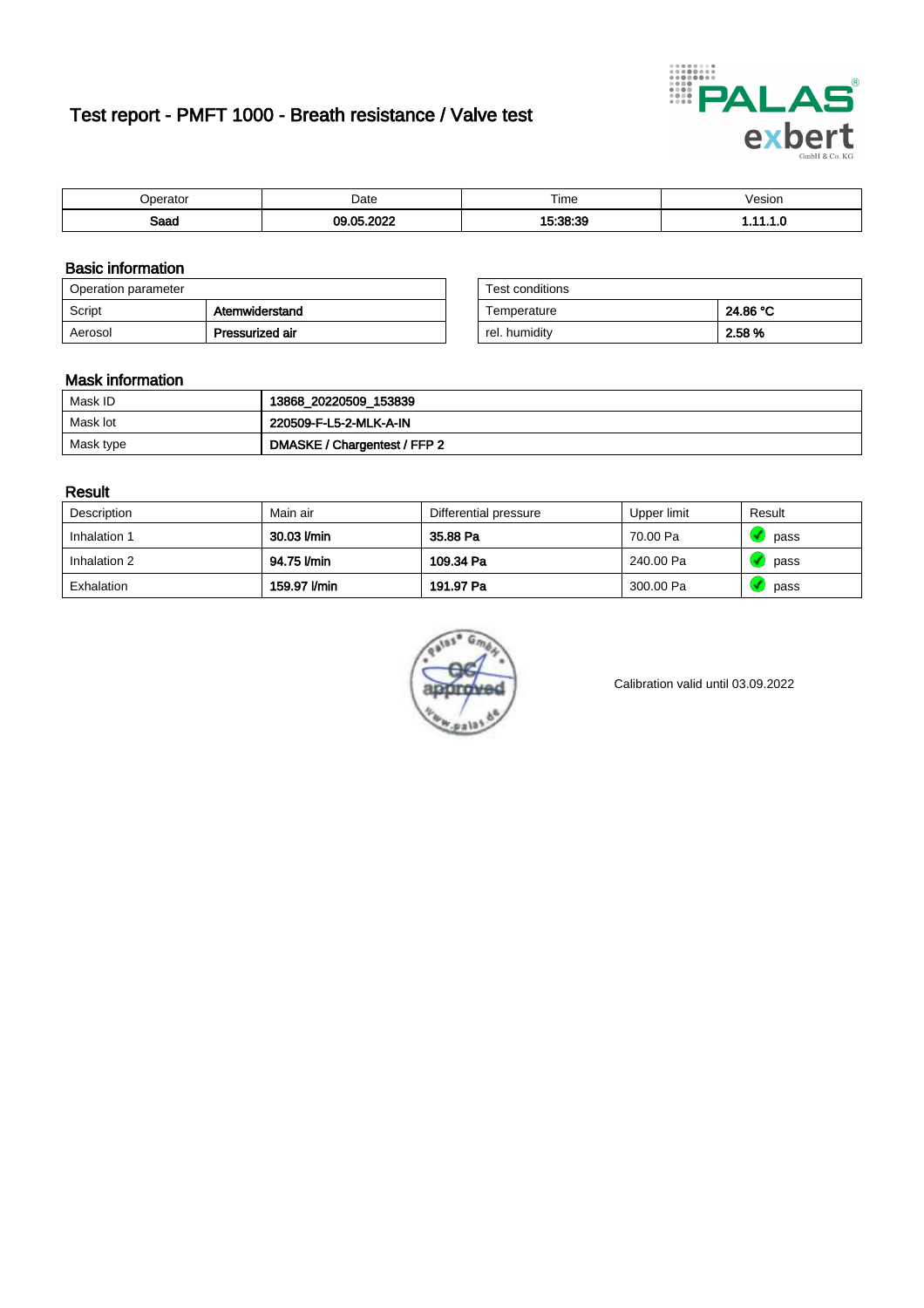# Test report - PMFT 1000 - Breath resistance / Valve test

| Operator | Date | Time | Vesion |
|---|---|---|---|
| **Saad** | **09.05.2022** | **15:38:39** | **1.11.1.0** |

## Basic information

| Operation parameter | |
|---|---|
| Script | **Atemwiderstand** |
| Aerosol | **Pressurized air** |

| Test conditions | |
|---|---|
| Temperature | **24.86 °C** |
| rel. humidity | **2.58 %** |

## Mask information

| | |
|---|---|
| Mask ID | **13868_20220509_153839** |
| Mask lot | **220509-F-L5-2-MLK-A-IN** |
| Mask type | **DMASKE / Chargentest / FFP 2** |

## Result

| Description | Main air | Differential pressure | Upper limit | Result |
|---|---|---|---|---|
| Inhalation 1 | **30.03 l/min** | **35.88 Pa** | 70.00 Pa | pass |
| Inhalation 2 | **94.75 l/min** | **109.34 Pa** | 240.00 Pa | pass |
| Exhalation | **159.97 l/min** | **191.97 Pa** | 300.00 Pa | pass |

Calibration valid until 03.09.2022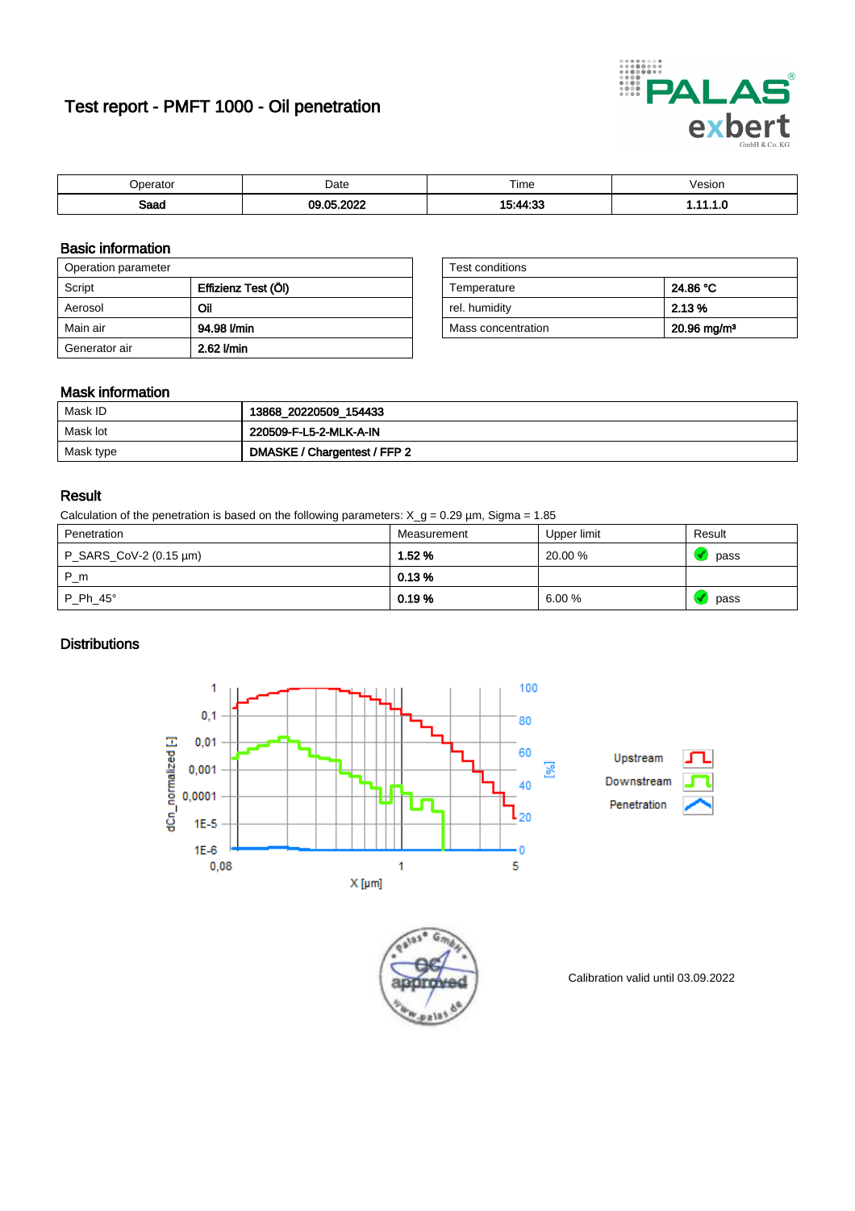# Test report - PMFT 1000 - Oil penetration

PALAS exbert GmbH & Co. KG

| Operator | Date | Time | Vesion |
|---|---|---|---|
| **Saad** | **09.05.2022** | **15:44:33** | **1.11.1.0** |

## Basic information

| Operation parameter | |
|---|---|
| Script | **Effizienz Test (Öl)** |
| Aerosol | **Oil** |
| Main air | **94.98 l/min** |
| Generator air | **2.62 l/min** |

| Test conditions | |
|---|---|
| Temperature | **24.86 °C** |
| rel. humidity | **2.13 %** |
| Mass concentration | **20.96 mg/m³** |

## Mask information

| | |
|---|---|
| Mask ID | **13868_20220509_154433** |
| Mask lot | **220509-F-L5-2-MLK-A-IN** |
| Mask type | **DMASKE / Chargentest / FFP 2** |

## Result

Calculation of the penetration is based on the following parameters: X_g = 0.29 µm, Sigma = 1.85

| Penetration | Measurement | Upper limit | Result |
|---|---|---|---|
| P_SARS_CoV-2 (0.15 µm) | **1.52 %** | 20.00 % | pass |
| P_m | **0.13 %** | | |
| P_Ph_45° | **0.19 %** | 6.00 % | pass |

## Distributions

dCn_normalized [-]
1
0,1
0,01
0,001
0,0001
1E-5
1E-6
0,08
1
5
X [µm]
[%]
100
80
60
40
20
0
Upstream
Downstream
Penetration

Palas® GmbH QC approved www.palas.de

Calibration valid until 03.09.2022